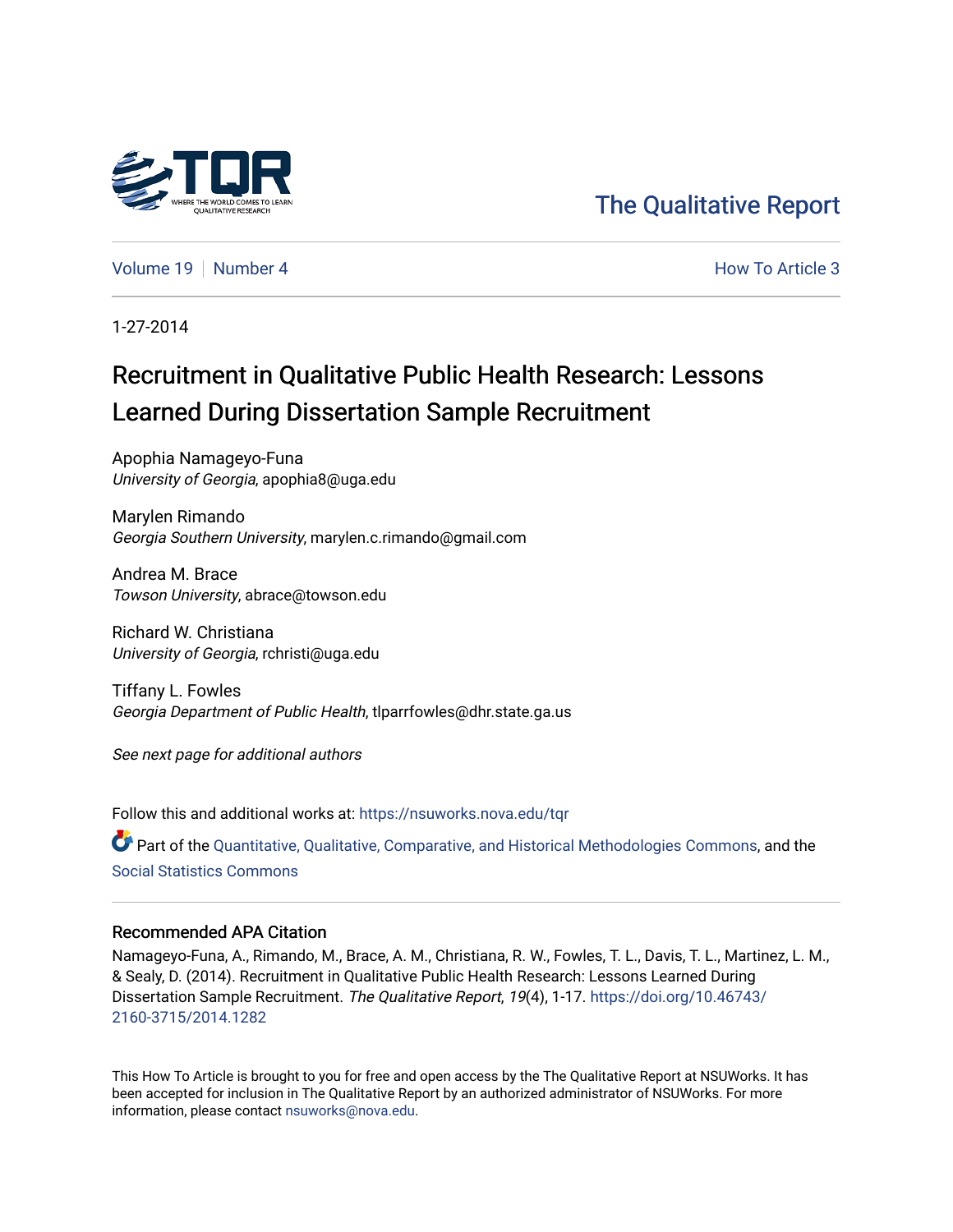The Qualitative Report

Volume 19 | Number 4

How To Article 3

1-27-2014

# Recruitment in Qualitative Public Health Research: Lessons Learned During Dissertation Sample Recruitment

Apophia Namageyo-Funa
*University of Georgia*, apophia8@uga.edu

Marylen Rimando
*Georgia Southern University*, marylen.c.rimando@gmail.com

Andrea M. Brace
*Towson University*, abrace@towson.edu

Richard W. Christiana
*University of Georgia*, rchristi@uga.edu

Tiffany L. Fowles
*Georgia Department of Public Health*, tlparrfowles@dhr.state.ga.us

*See next page for additional authors*

Follow this and additional works at: https://nsuworks.nova.edu/tqr

Part of the Quantitative, Qualitative, Comparative, and Historical Methodologies Commons, and the Social Statistics Commons

### Recommended APA Citation

Namageyo-Funa, A., Rimando, M., Brace, A. M., Christiana, R. W., Fowles, T. L., Davis, T. L., Martinez, L. M., & Sealy, D. (2014). Recruitment in Qualitative Public Health Research: Lessons Learned During Dissertation Sample Recruitment. *The Qualitative Report*, *19*(4), 1-17. https://doi.org/10.46743/2160-3715/2014.1282

This How To Article is brought to you for free and open access by the The Qualitative Report at NSUWorks. It has been accepted for inclusion in The Qualitative Report by an authorized administrator of NSUWorks. For more information, please contact nsuworks@nova.edu.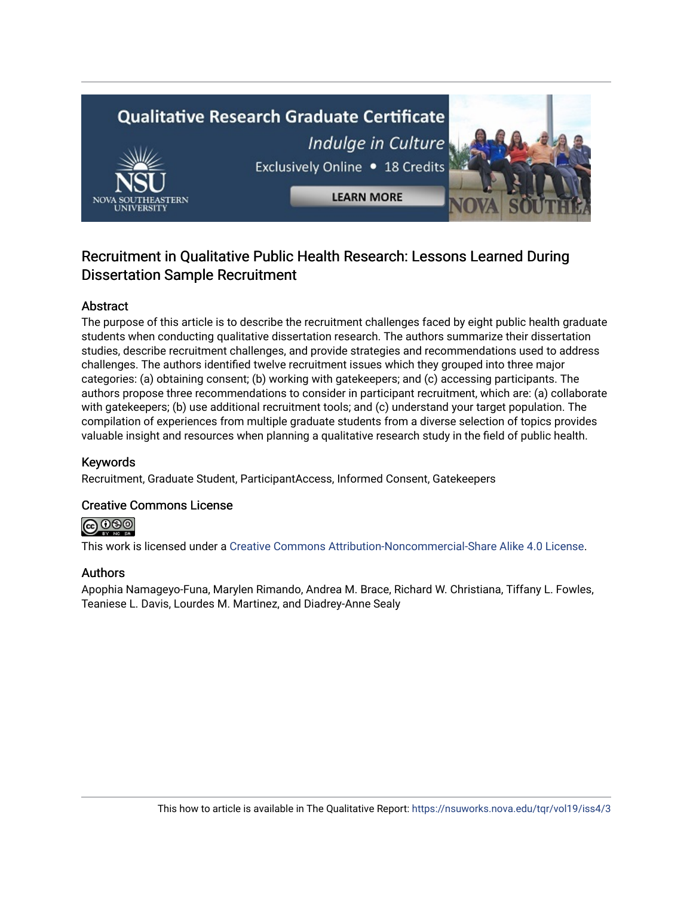# Recruitment in Qualitative Public Health Research: Lessons Learned During Dissertation Sample Recruitment

## Abstract

The purpose of this article is to describe the recruitment challenges faced by eight public health graduate students when conducting qualitative dissertation research. The authors summarize their dissertation studies, describe recruitment challenges, and provide strategies and recommendations used to address challenges. The authors identified twelve recruitment issues which they grouped into three major categories: (a) obtaining consent; (b) working with gatekeepers; and (c) accessing participants. The authors propose three recommendations to consider in participant recruitment, which are: (a) collaborate with gatekeepers; (b) use additional recruitment tools; and (c) understand your target population. The compilation of experiences from multiple graduate students from a diverse selection of topics provides valuable insight and resources when planning a qualitative research study in the field of public health.

## Keywords

Recruitment, Graduate Student, ParticipantAccess, Informed Consent, Gatekeepers

## Creative Commons License

This work is licensed under a Creative Commons Attribution-Noncommercial-Share Alike 4.0 License.

## Authors

Apophia Namageyo-Funa, Marylen Rimando, Andrea M. Brace, Richard W. Christiana, Tiffany L. Fowles, Teaniese L. Davis, Lourdes M. Martinez, and Diadrey-Anne Sealy

This how to article is available in The Qualitative Report: https://nsuworks.nova.edu/tqr/vol19/iss4/3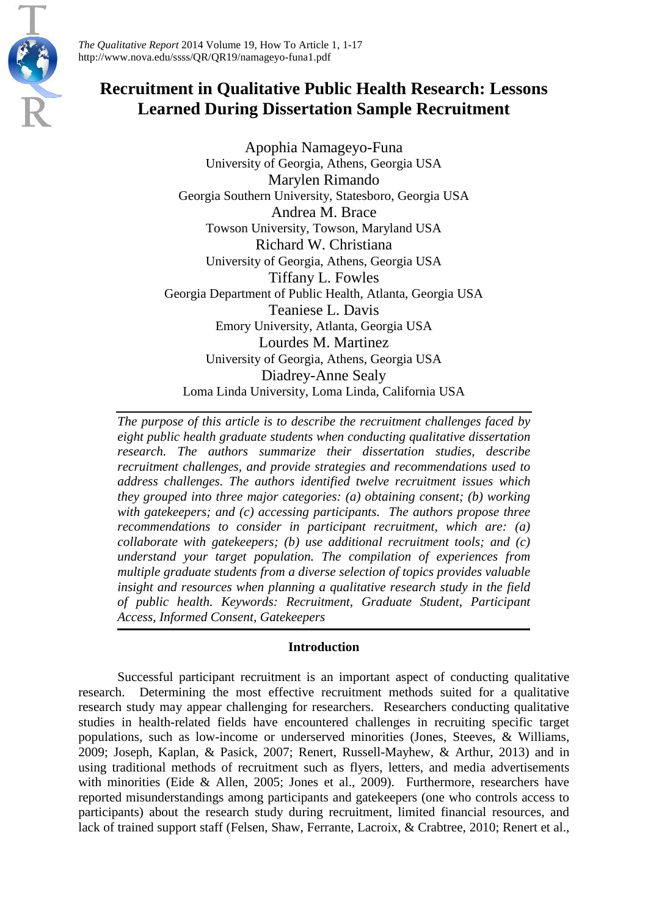# Recruitment in Qualitative Public Health Research: Lessons Learned During Dissertation Sample Recruitment

Apophia Namageyo-Funa
University of Georgia, Athens, Georgia USA

Marylen Rimando
Georgia Southern University, Statesboro, Georgia USA

Andrea M. Brace
Towson University, Towson, Maryland USA

Richard W. Christiana
University of Georgia, Athens, Georgia USA

Tiffany L. Fowles
Georgia Department of Public Health, Atlanta, Georgia USA

Teaniese L. Davis
Emory University, Atlanta, Georgia USA

Lourdes M. Martinez
University of Georgia, Athens, Georgia USA

Diadrey-Anne Sealy
Loma Linda University, Loma Linda, California USA

*The purpose of this article is to describe the recruitment challenges faced by eight public health graduate students when conducting qualitative dissertation research. The authors summarize their dissertation studies, describe recruitment challenges, and provide strategies and recommendations used to address challenges. The authors identified twelve recruitment issues which they grouped into three major categories: (a) obtaining consent; (b) working with gatekeepers; and (c) accessing participants. The authors propose three recommendations to consider in participant recruitment, which are: (a) collaborate with gatekeepers; (b) use additional recruitment tools; and (c) understand your target population. The compilation of experiences from multiple graduate students from a diverse selection of topics provides valuable insight and resources when planning a qualitative research study in the field of public health. Keywords: Recruitment, Graduate Student, Participant Access, Informed Consent, Gatekeepers*

## Introduction

Successful participant recruitment is an important aspect of conducting qualitative research. Determining the most effective recruitment methods suited for a qualitative research study may appear challenging for researchers. Researchers conducting qualitative studies in health-related fields have encountered challenges in recruiting specific target populations, such as low-income or underserved minorities (Jones, Steeves, & Williams, 2009; Joseph, Kaplan, & Pasick, 2007; Renert, Russell-Mayhew, & Arthur, 2013) and in using traditional methods of recruitment such as flyers, letters, and media advertisements with minorities (Eide & Allen, 2005; Jones et al., 2009). Furthermore, researchers have reported misunderstandings among participants and gatekeepers (one who controls access to participants) about the research study during recruitment, limited financial resources, and lack of trained support staff (Felsen, Shaw, Ferrante, Lacroix, & Crabtree, 2010; Renert et al.,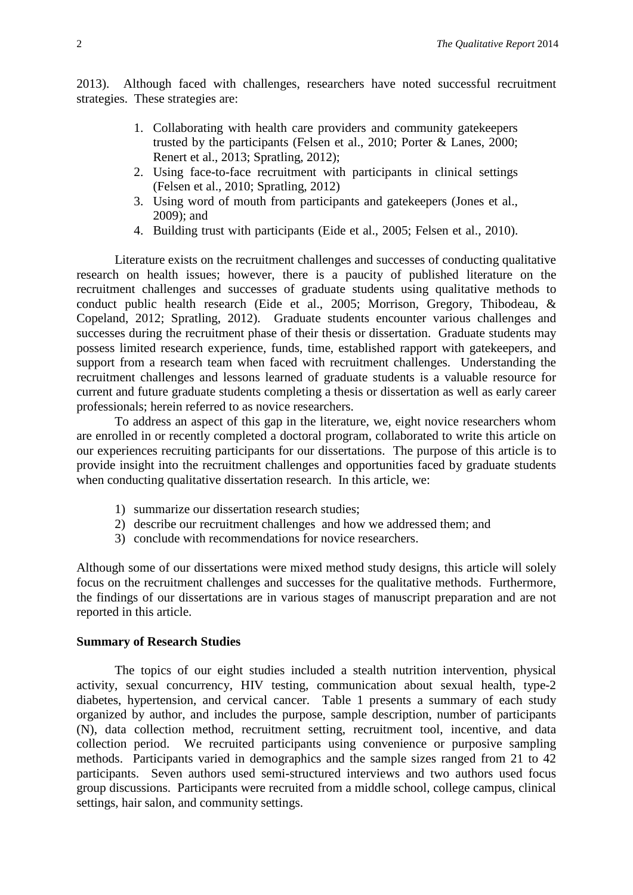2013). Although faced with challenges, researchers have noted successful recruitment strategies. These strategies are:

1. Collaborating with health care providers and community gatekeepers trusted by the participants (Felsen et al., 2010; Porter & Lanes, 2000; Renert et al., 2013; Spratling, 2012);
2. Using face-to-face recruitment with participants in clinical settings (Felsen et al., 2010; Spratling, 2012)
3. Using word of mouth from participants and gatekeepers (Jones et al., 2009); and
4. Building trust with participants (Eide et al., 2005; Felsen et al., 2010).

Literature exists on the recruitment challenges and successes of conducting qualitative research on health issues; however, there is a paucity of published literature on the recruitment challenges and successes of graduate students using qualitative methods to conduct public health research (Eide et al., 2005; Morrison, Gregory, Thibodeau, & Copeland, 2012; Spratling, 2012). Graduate students encounter various challenges and successes during the recruitment phase of their thesis or dissertation. Graduate students may possess limited research experience, funds, time, established rapport with gatekeepers, and support from a research team when faced with recruitment challenges. Understanding the recruitment challenges and lessons learned of graduate students is a valuable resource for current and future graduate students completing a thesis or dissertation as well as early career professionals; herein referred to as novice researchers.

To address an aspect of this gap in the literature, we, eight novice researchers whom are enrolled in or recently completed a doctoral program, collaborated to write this article on our experiences recruiting participants for our dissertations. The purpose of this article is to provide insight into the recruitment challenges and opportunities faced by graduate students when conducting qualitative dissertation research. In this article, we:

1) summarize our dissertation research studies;
2) describe our recruitment challenges and how we addressed them; and
3) conclude with recommendations for novice researchers.

Although some of our dissertations were mixed method study designs, this article will solely focus on the recruitment challenges and successes for the qualitative methods. Furthermore, the findings of our dissertations are in various stages of manuscript preparation and are not reported in this article.

**Summary of Research Studies**

The topics of our eight studies included a stealth nutrition intervention, physical activity, sexual concurrency, HIV testing, communication about sexual health, type-2 diabetes, hypertension, and cervical cancer. Table 1 presents a summary of each study organized by author, and includes the purpose, sample description, number of participants (N), data collection method, recruitment setting, recruitment tool, incentive, and data collection period. We recruited participants using convenience or purposive sampling methods. Participants varied in demographics and the sample sizes ranged from 21 to 42 participants. Seven authors used semi-structured interviews and two authors used focus group discussions. Participants were recruited from a middle school, college campus, clinical settings, hair salon, and community settings.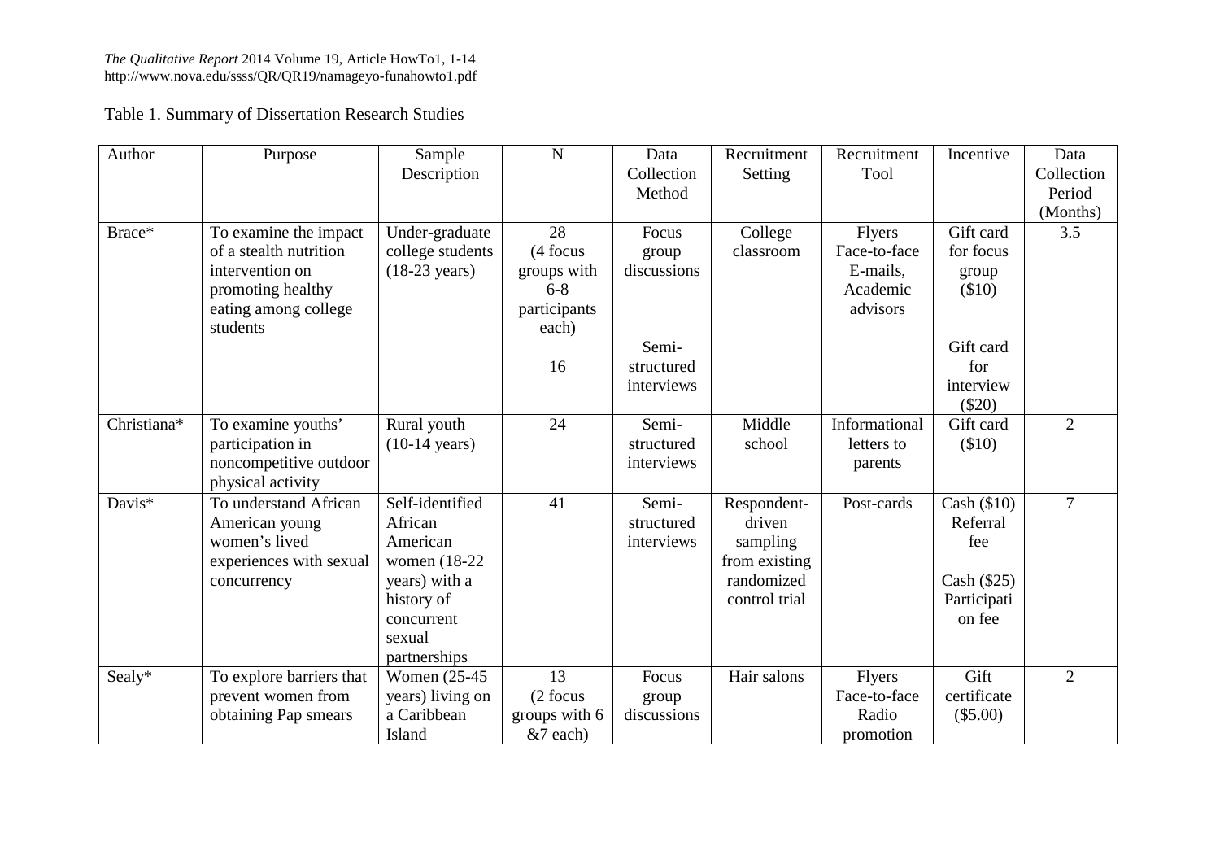Table 1. Summary of Dissertation Research Studies

| Author | Purpose | Sample Description | N | Data Collection Method | Recruitment Setting | Recruitment Tool | Incentive | Data Collection Period (Months) |
|---|---|---|---|---|---|---|---|---|
| Brace* | To examine the impact of a stealth nutrition intervention on promoting healthy eating among college students | Under-graduate college students (18-23 years) | 28 (4 focus groups with 6-8 participants each)<br><br>16 | Focus group discussions<br><br>Semi-structured interviews | College classroom | Flyers Face-to-face E-mails, Academic advisors | Gift card for focus group ($10)<br><br>Gift card for interview ($20) | 3.5 |
| Christiana* | To examine youths' participation in noncompetitive outdoor physical activity | Rural youth (10-14 years) | 24 | Semi-structured interviews | Middle school | Informational letters to parents | Gift card ($10) | 2 |
| Davis* | To understand African American young women's lived experiences with sexual concurrency | Self-identified African American women (18-22 years) with a history of concurrent sexual partnerships | 41 | Semi-structured interviews | Respondent-driven sampling from existing randomized control trial | Post-cards | Cash ($10) Referral fee<br><br>Cash ($25) Participation fee | 7 |
| Sealy* | To explore barriers that prevent women from obtaining Pap smears | Women (25-45 years) living on a Caribbean Island | 13 (2 focus groups with 6 &7 each) | Focus group discussions | Hair salons | Flyers Face-to-face Radio promotion | Gift certificate ($5.00) | 2 |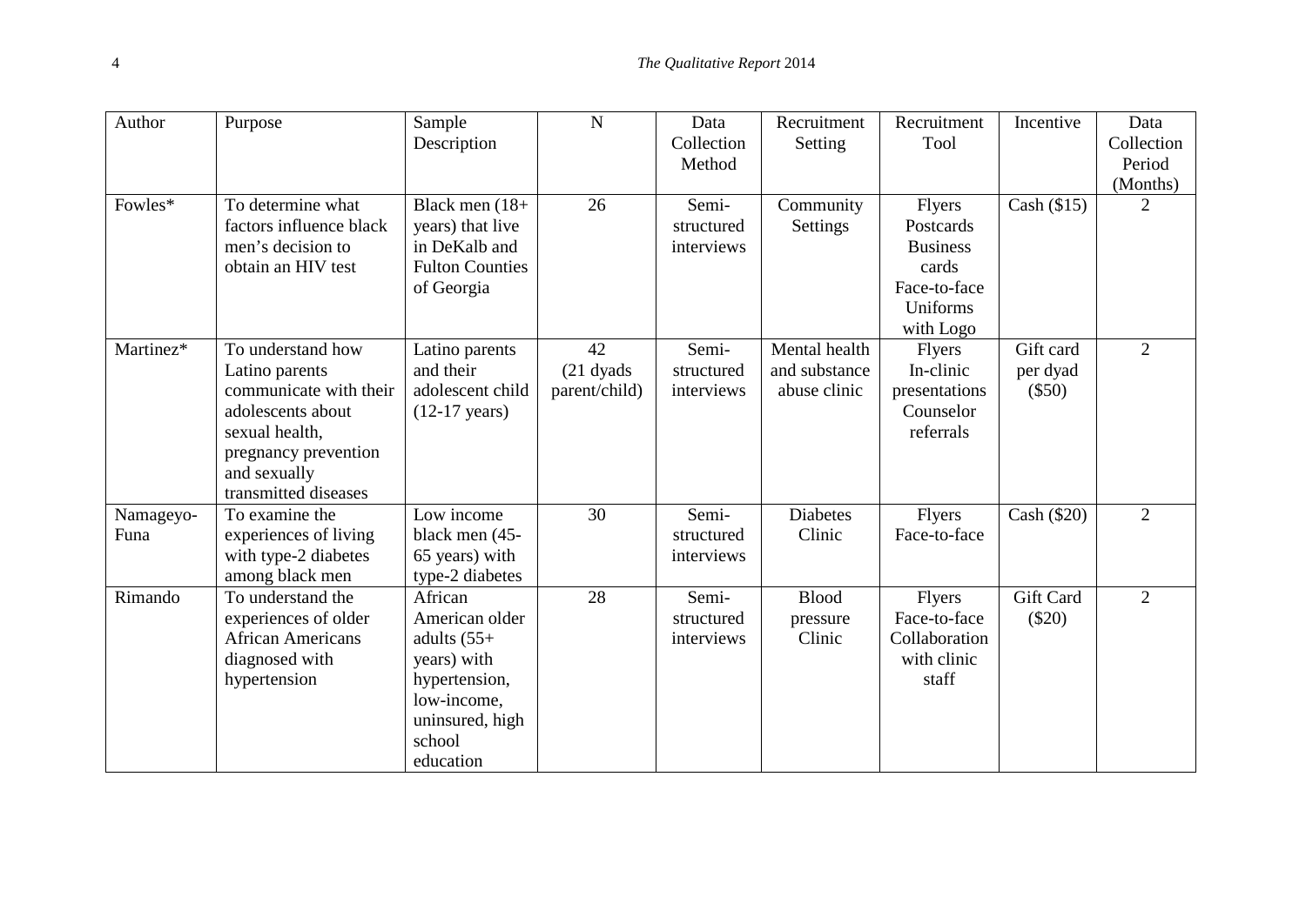| Author | Purpose | Sample Description | N | Data Collection Method | Recruitment Setting | Recruitment Tool | Incentive | Data Collection Period (Months) |
| --- | --- | --- | --- | --- | --- | --- | --- | --- |
| Fowles* | To determine what factors influence black men's decision to obtain an HIV test | Black men (18+ years) that live in DeKalb and Fulton Counties of Georgia | 26 | Semi-structured interviews | Community Settings | Flyers Postcards Business cards Face-to-face Uniforms with Logo | Cash ($15) | 2 |
| Martinez* | To understand how Latino parents communicate with their adolescents about sexual health, pregnancy prevention and sexually transmitted diseases | Latino parents and their adolescent child (12-17 years) | 42 (21 dyads parent/child) | Semi-structured interviews | Mental health and substance abuse clinic | Flyers In-clinic presentations Counselor referrals | Gift card per dyad ($50) | 2 |
| Namageyo-Funa | To examine the experiences of living with type-2 diabetes among black men | Low income black men (45-65 years) with type-2 diabetes | 30 | Semi-structured interviews | Diabetes Clinic | Flyers Face-to-face | Cash ($20) | 2 |
| Rimando | To understand the experiences of older African Americans diagnosed with hypertension | African American older adults (55+ years) with hypertension, low-income, uninsured, high school education | 28 | Semi-structured interviews | Blood pressure Clinic | Flyers Face-to-face Collaboration with clinic staff | Gift Card ($20) | 2 |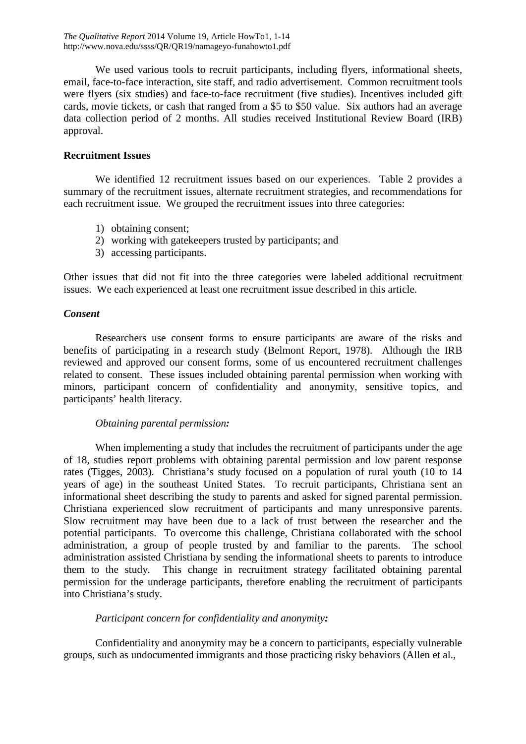We used various tools to recruit participants, including flyers, informational sheets, email, face-to-face interaction, site staff, and radio advertisement. Common recruitment tools were flyers (six studies) and face-to-face recruitment (five studies). Incentives included gift cards, movie tickets, or cash that ranged from a $5 to $50 value. Six authors had an average data collection period of 2 months. All studies received Institutional Review Board (IRB) approval.

## Recruitment Issues

We identified 12 recruitment issues based on our experiences. Table 2 provides a summary of the recruitment issues, alternate recruitment strategies, and recommendations for each recruitment issue. We grouped the recruitment issues into three categories:

1) obtaining consent;
2) working with gatekeepers trusted by participants; and
3) accessing participants.

Other issues that did not fit into the three categories were labeled additional recruitment issues. We each experienced at least one recruitment issue described in this article.

### *Consent*

Researchers use consent forms to ensure participants are aware of the risks and benefits of participating in a research study (Belmont Report, 1978). Although the IRB reviewed and approved our consent forms, some of us encountered recruitment challenges related to consent. These issues included obtaining parental permission when working with minors, participant concern of confidentiality and anonymity, sensitive topics, and participants' health literacy.

*Obtaining parental permission:*

When implementing a study that includes the recruitment of participants under the age of 18, studies report problems with obtaining parental permission and low parent response rates (Tigges, 2003). Christiana's study focused on a population of rural youth (10 to 14 years of age) in the southeast United States. To recruit participants, Christiana sent an informational sheet describing the study to parents and asked for signed parental permission. Christiana experienced slow recruitment of participants and many unresponsive parents. Slow recruitment may have been due to a lack of trust between the researcher and the potential participants. To overcome this challenge, Christiana collaborated with the school administration, a group of people trusted by and familiar to the parents. The school administration assisted Christiana by sending the informational sheets to parents to introduce them to the study. This change in recruitment strategy facilitated obtaining parental permission for the underage participants, therefore enabling the recruitment of participants into Christiana's study.

*Participant concern for confidentiality and anonymity:*

Confidentiality and anonymity may be a concern to participants, especially vulnerable groups, such as undocumented immigrants and those practicing risky behaviors (Allen et al.,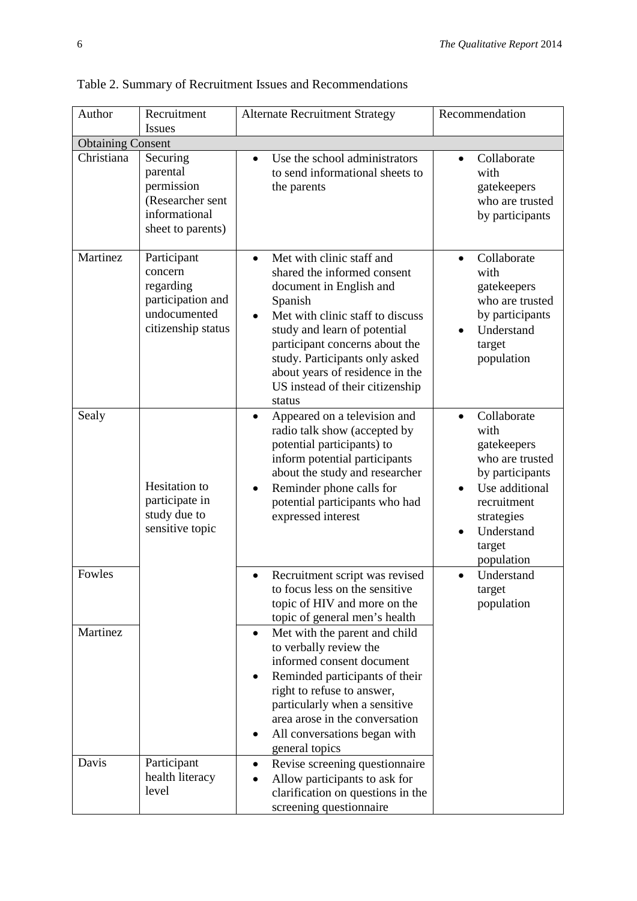Table 2. Summary of Recruitment Issues and Recommendations

| Author | Recruitment Issues | Alternate Recruitment Strategy | Recommendation |
|---|---|---|---|
| **Obtaining Consent** | | | |
| Christiana | Securing parental permission (Researcher sent informational sheet to parents) | • Use the school administrators to send informational sheets to the parents | • Collaborate with gatekeepers who are trusted by participants |
| Martinez | Participant concern regarding participation and undocumented citizenship status | • Met with clinic staff and shared the informed consent document in English and Spanish<br>• Met with clinic staff to discuss study and learn of potential participant concerns about the study. Participants only asked about years of residence in the US instead of their citizenship status | • Collaborate with gatekeepers who are trusted by participants<br>• Understand target population |
| Sealy | Hesitation to participate in study due to sensitive topic | • Appeared on a television and radio talk show (accepted by potential participants) to inform potential participants about the study and researcher<br>• Reminder phone calls for potential participants who had expressed interest | • Collaborate with gatekeepers who are trusted by participants<br>• Use additional recruitment strategies<br>• Understand target population |
| Fowles | | • Recruitment script was revised to focus less on the sensitive topic of HIV and more on the topic of general men's health | • Understand target population |
| Martinez | | • Met with the parent and child to verbally review the informed consent document<br>• Reminded participants of their right to refuse to answer, particularly when a sensitive area arose in the conversation<br>• All conversations began with general topics | |
| Davis | Participant health literacy level | • Revise screening questionnaire<br>• Allow participants to ask for clarification on questions in the screening questionnaire | |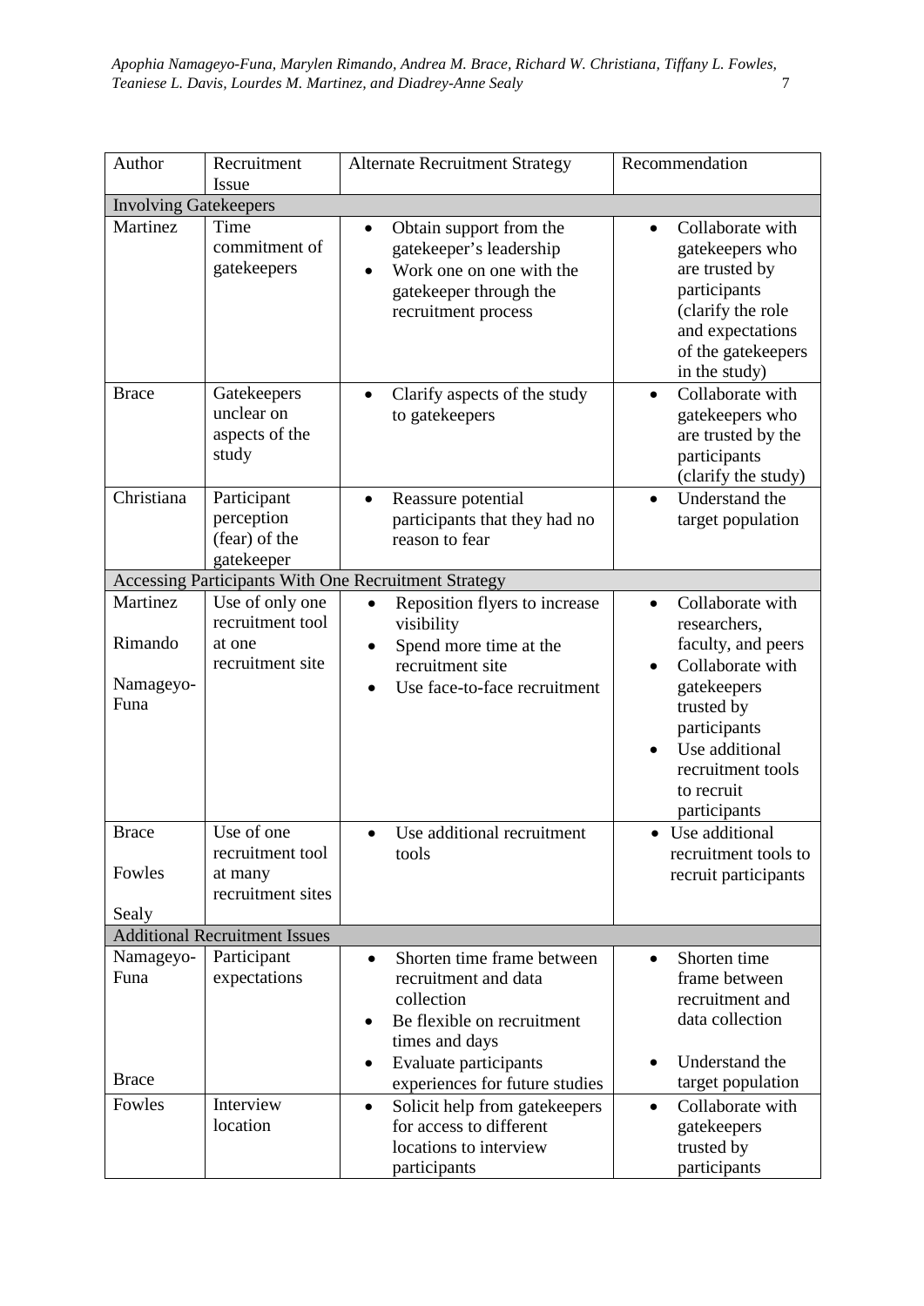| Author | Recruitment Issue | Alternate Recruitment Strategy | Recommendation |
|---|---|---|---|
| **Involving Gatekeepers** | | | |
| Martinez | Time commitment of gatekeepers | • Obtain support from the gatekeeper's leadership<br>• Work one on one with the gatekeeper through the recruitment process | • Collaborate with gatekeepers who are trusted by participants (clarify the role and expectations of the gatekeepers in the study) |
| Brace | Gatekeepers unclear on aspects of the study | • Clarify aspects of the study to gatekeepers | • Collaborate with gatekeepers who are trusted by the participants (clarify the study) |
| Christiana | Participant perception (fear) of the gatekeeper | • Reassure potential participants that they had no reason to fear | • Understand the target population |
| **Accessing Participants With One Recruitment Strategy** | | | |
| Martinez<br>Rimando<br>Namageyo-Funa | Use of only one recruitment tool at one recruitment site | • Reposition flyers to increase visibility<br>• Spend more time at the recruitment site<br>• Use face-to-face recruitment | • Collaborate with researchers, faculty, and peers<br>• Collaborate with gatekeepers trusted by participants<br>• Use additional recruitment tools to recruit participants |
| Brace<br>Fowles<br>Sealy | Use of one recruitment tool at many recruitment sites | • Use additional recruitment tools | • Use additional recruitment tools to recruit participants |
| **Additional Recruitment Issues** | | | |
| Namageyo-Funa<br>Brace | Participant expectations | • Shorten time frame between recruitment and data collection<br>• Be flexible on recruitment times and days<br>• Evaluate participants experiences for future studies | • Shorten time frame between recruitment and data collection<br>• Understand the target population |
| Fowles | Interview location | • Solicit help from gatekeepers for access to different locations to interview participants | • Collaborate with gatekeepers trusted by participants |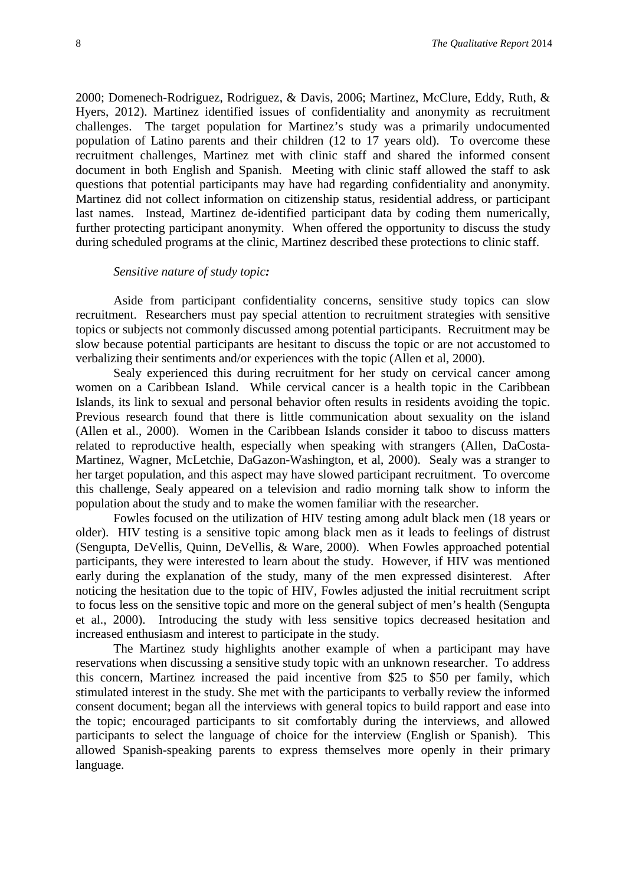2000; Domenech-Rodriguez, Rodriguez, & Davis, 2006; Martinez, McClure, Eddy, Ruth, & Hyers, 2012). Martinez identified issues of confidentiality and anonymity as recruitment challenges. The target population for Martinez's study was a primarily undocumented population of Latino parents and their children (12 to 17 years old). To overcome these recruitment challenges, Martinez met with clinic staff and shared the informed consent document in both English and Spanish. Meeting with clinic staff allowed the staff to ask questions that potential participants may have had regarding confidentiality and anonymity. Martinez did not collect information on citizenship status, residential address, or participant last names. Instead, Martinez de-identified participant data by coding them numerically, further protecting participant anonymity. When offered the opportunity to discuss the study during scheduled programs at the clinic, Martinez described these protections to clinic staff.

*Sensitive nature of study topic:*

Aside from participant confidentiality concerns, sensitive study topics can slow recruitment. Researchers must pay special attention to recruitment strategies with sensitive topics or subjects not commonly discussed among potential participants. Recruitment may be slow because potential participants are hesitant to discuss the topic or are not accustomed to verbalizing their sentiments and/or experiences with the topic (Allen et al, 2000).

Sealy experienced this during recruitment for her study on cervical cancer among women on a Caribbean Island. While cervical cancer is a health topic in the Caribbean Islands, its link to sexual and personal behavior often results in residents avoiding the topic. Previous research found that there is little communication about sexuality on the island (Allen et al., 2000). Women in the Caribbean Islands consider it taboo to discuss matters related to reproductive health, especially when speaking with strangers (Allen, DaCosta-Martinez, Wagner, McLetchie, DaGazon-Washington, et al, 2000). Sealy was a stranger to her target population, and this aspect may have slowed participant recruitment. To overcome this challenge, Sealy appeared on a television and radio morning talk show to inform the population about the study and to make the women familiar with the researcher.

Fowles focused on the utilization of HIV testing among adult black men (18 years or older). HIV testing is a sensitive topic among black men as it leads to feelings of distrust (Sengupta, DeVellis, Quinn, DeVellis, & Ware, 2000). When Fowles approached potential participants, they were interested to learn about the study. However, if HIV was mentioned early during the explanation of the study, many of the men expressed disinterest. After noticing the hesitation due to the topic of HIV, Fowles adjusted the initial recruitment script to focus less on the sensitive topic and more on the general subject of men's health (Sengupta et al., 2000). Introducing the study with less sensitive topics decreased hesitation and increased enthusiasm and interest to participate in the study.

The Martinez study highlights another example of when a participant may have reservations when discussing a sensitive study topic with an unknown researcher. To address this concern, Martinez increased the paid incentive from \$25 to \$50 per family, which stimulated interest in the study. She met with the participants to verbally review the informed consent document; began all the interviews with general topics to build rapport and ease into the topic; encouraged participants to sit comfortably during the interviews, and allowed participants to select the language of choice for the interview (English or Spanish). This allowed Spanish-speaking parents to express themselves more openly in their primary language.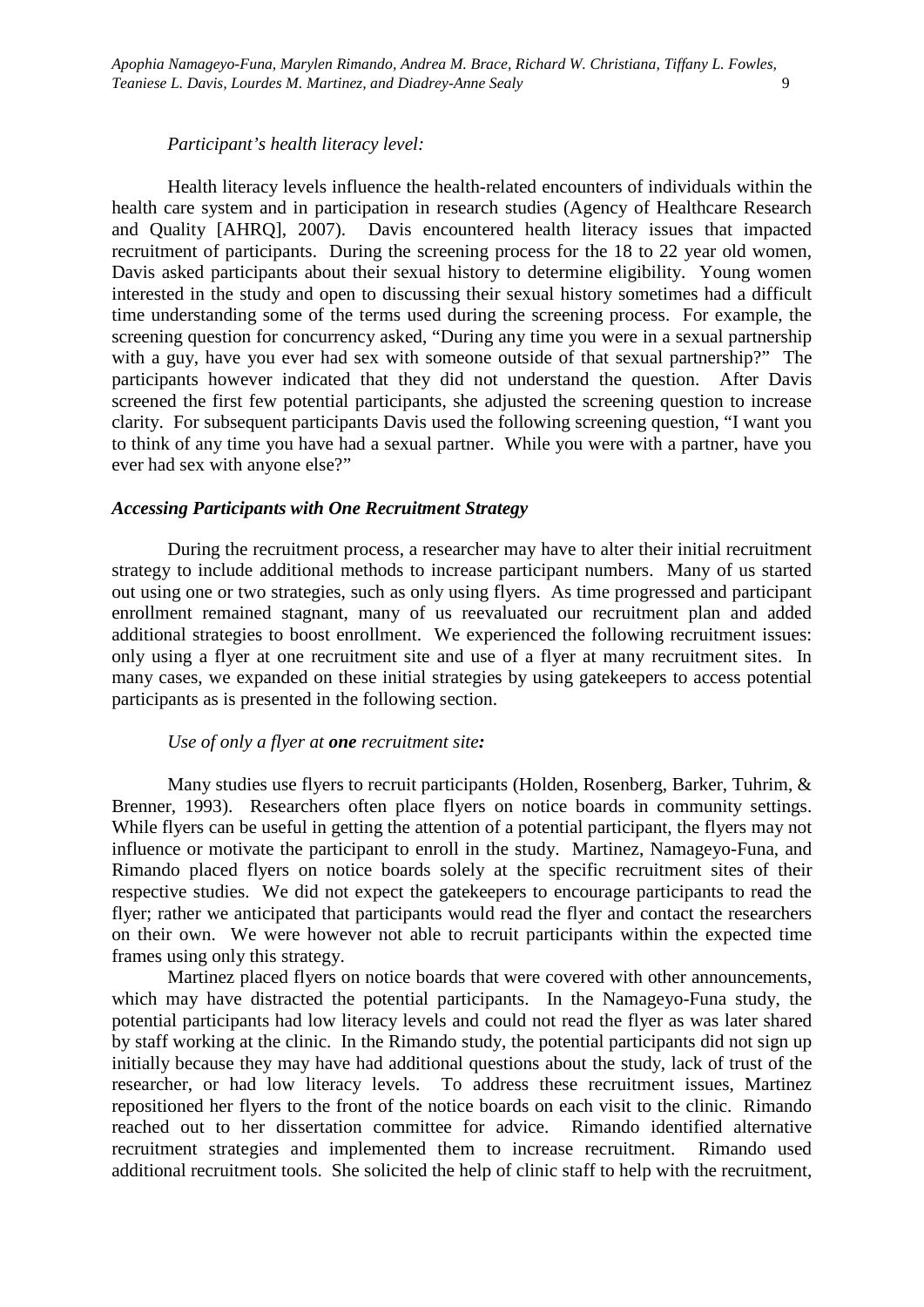*Participant's health literacy level:*

Health literacy levels influence the health-related encounters of individuals within the health care system and in participation in research studies (Agency of Healthcare Research and Quality [AHRQ], 2007). Davis encountered health literacy issues that impacted recruitment of participants. During the screening process for the 18 to 22 year old women, Davis asked participants about their sexual history to determine eligibility. Young women interested in the study and open to discussing their sexual history sometimes had a difficult time understanding some of the terms used during the screening process. For example, the screening question for concurrency asked, "During any time you were in a sexual partnership with a guy, have you ever had sex with someone outside of that sexual partnership?" The participants however indicated that they did not understand the question. After Davis screened the first few potential participants, she adjusted the screening question to increase clarity. For subsequent participants Davis used the following screening question, "I want you to think of any time you have had a sexual partner. While you were with a partner, have you ever had sex with anyone else?"

### *Accessing Participants with One Recruitment Strategy*

During the recruitment process, a researcher may have to alter their initial recruitment strategy to include additional methods to increase participant numbers. Many of us started out using one or two strategies, such as only using flyers. As time progressed and participant enrollment remained stagnant, many of us reevaluated our recruitment plan and added additional strategies to boost enrollment. We experienced the following recruitment issues: only using a flyer at one recruitment site and use of a flyer at many recruitment sites. In many cases, we expanded on these initial strategies by using gatekeepers to access potential participants as is presented in the following section.

*Use of only a flyer at **one** recruitment site:*

Many studies use flyers to recruit participants (Holden, Rosenberg, Barker, Tuhrim, & Brenner, 1993). Researchers often place flyers on notice boards in community settings. While flyers can be useful in getting the attention of a potential participant, the flyers may not influence or motivate the participant to enroll in the study. Martinez, Namageyo-Funa, and Rimando placed flyers on notice boards solely at the specific recruitment sites of their respective studies. We did not expect the gatekeepers to encourage participants to read the flyer; rather we anticipated that participants would read the flyer and contact the researchers on their own. We were however not able to recruit participants within the expected time frames using only this strategy.

Martinez placed flyers on notice boards that were covered with other announcements, which may have distracted the potential participants. In the Namageyo-Funa study, the potential participants had low literacy levels and could not read the flyer as was later shared by staff working at the clinic. In the Rimando study, the potential participants did not sign up initially because they may have had additional questions about the study, lack of trust of the researcher, or had low literacy levels. To address these recruitment issues, Martinez repositioned her flyers to the front of the notice boards on each visit to the clinic. Rimando reached out to her dissertation committee for advice. Rimando identified alternative recruitment strategies and implemented them to increase recruitment. Rimando used additional recruitment tools. She solicited the help of clinic staff to help with the recruitment,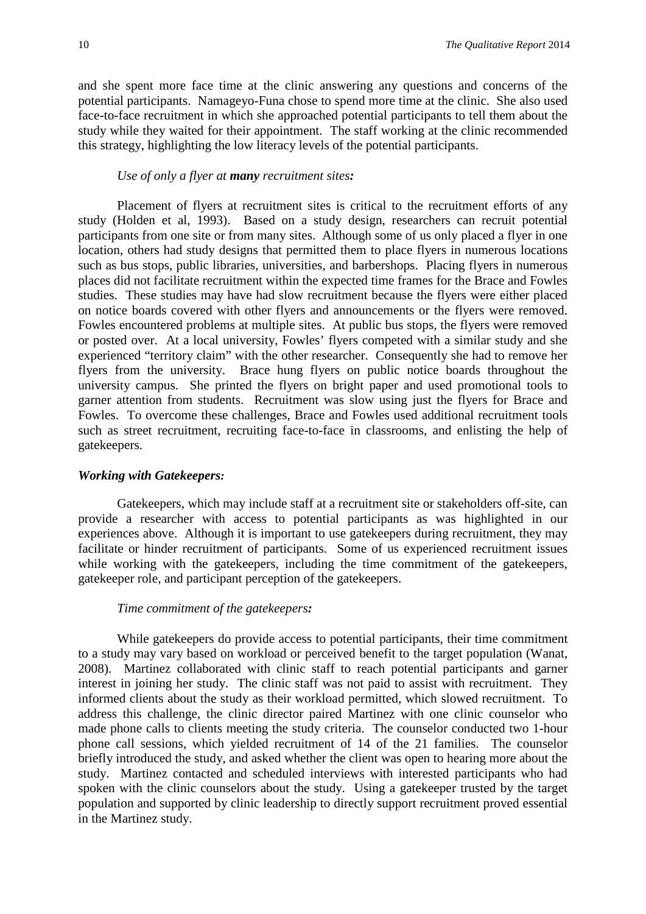and she spent more face time at the clinic answering any questions and concerns of the potential participants. Namageyo-Funa chose to spend more time at the clinic. She also used face-to-face recruitment in which she approached potential participants to tell them about the study while they waited for their appointment. The staff working at the clinic recommended this strategy, highlighting the low literacy levels of the potential participants.

*Use of only a flyer at* ***many*** *recruitment sites:*

Placement of flyers at recruitment sites is critical to the recruitment efforts of any study (Holden et al, 1993). Based on a study design, researchers can recruit potential participants from one site or from many sites. Although some of us only placed a flyer in one location, others had study designs that permitted them to place flyers in numerous locations such as bus stops, public libraries, universities, and barbershops. Placing flyers in numerous places did not facilitate recruitment within the expected time frames for the Brace and Fowles studies. These studies may have had slow recruitment because the flyers were either placed on notice boards covered with other flyers and announcements or the flyers were removed. Fowles encountered problems at multiple sites. At public bus stops, the flyers were removed or posted over. At a local university, Fowles' flyers competed with a similar study and she experienced "territory claim" with the other researcher. Consequently she had to remove her flyers from the university. Brace hung flyers on public notice boards throughout the university campus. She printed the flyers on bright paper and used promotional tools to garner attention from students. Recruitment was slow using just the flyers for Brace and Fowles. To overcome these challenges, Brace and Fowles used additional recruitment tools such as street recruitment, recruiting face-to-face in classrooms, and enlisting the help of gatekeepers.

***Working with Gatekeepers:***

Gatekeepers, which may include staff at a recruitment site or stakeholders off-site, can provide a researcher with access to potential participants as was highlighted in our experiences above. Although it is important to use gatekeepers during recruitment, they may facilitate or hinder recruitment of participants. Some of us experienced recruitment issues while working with the gatekeepers, including the time commitment of the gatekeepers, gatekeeper role, and participant perception of the gatekeepers.

*Time commitment of the gatekeepers:*

While gatekeepers do provide access to potential participants, their time commitment to a study may vary based on workload or perceived benefit to the target population (Wanat, 2008). Martinez collaborated with clinic staff to reach potential participants and garner interest in joining her study. The clinic staff was not paid to assist with recruitment. They informed clients about the study as their workload permitted, which slowed recruitment. To address this challenge, the clinic director paired Martinez with one clinic counselor who made phone calls to clients meeting the study criteria. The counselor conducted two 1-hour phone call sessions, which yielded recruitment of 14 of the 21 families. The counselor briefly introduced the study, and asked whether the client was open to hearing more about the study. Martinez contacted and scheduled interviews with interested participants who had spoken with the clinic counselors about the study. Using a gatekeeper trusted by the target population and supported by clinic leadership to directly support recruitment proved essential in the Martinez study.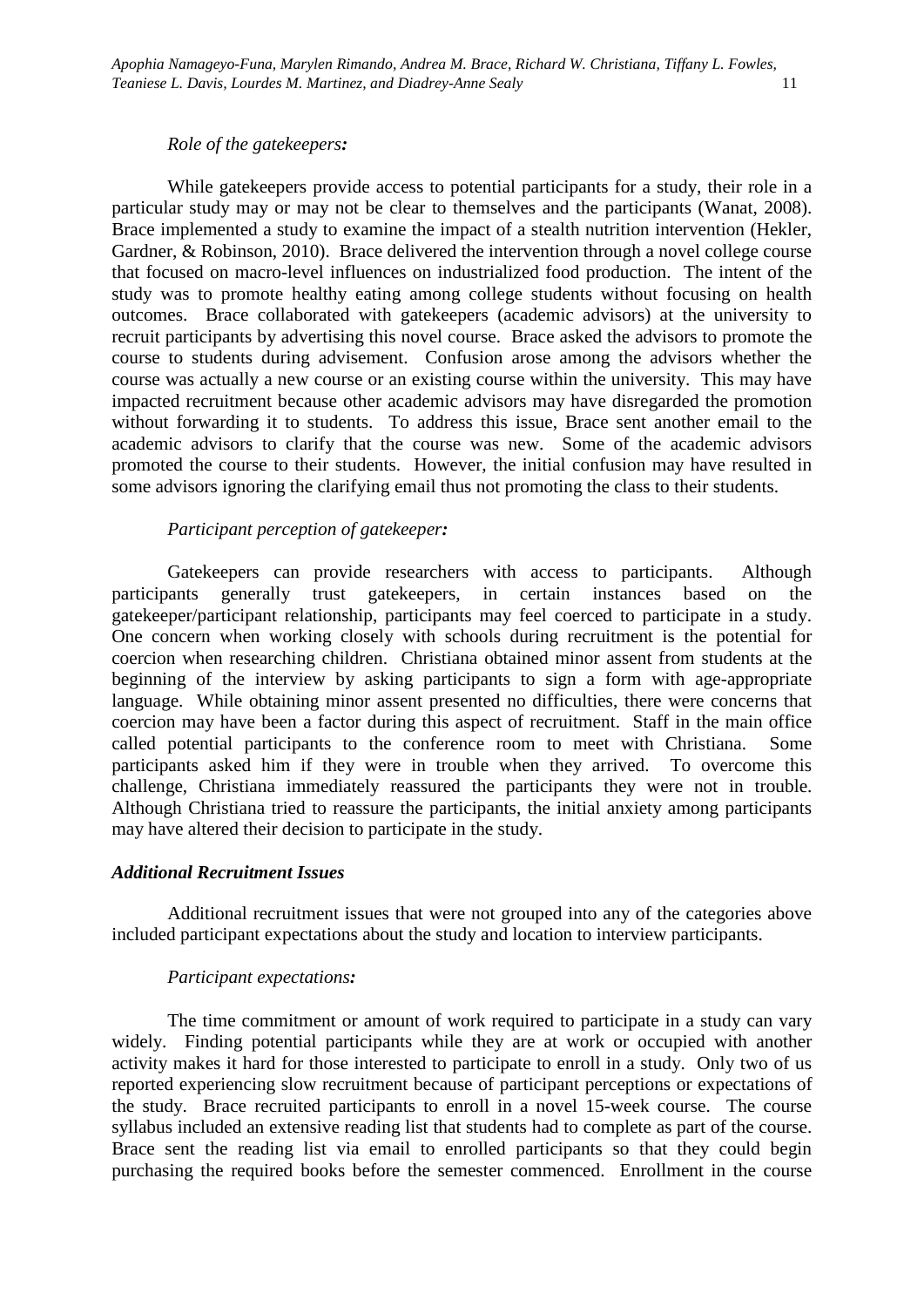*Role of the gatekeepers:*

While gatekeepers provide access to potential participants for a study, their role in a particular study may or may not be clear to themselves and the participants (Wanat, 2008). Brace implemented a study to examine the impact of a stealth nutrition intervention (Hekler, Gardner, & Robinson, 2010). Brace delivered the intervention through a novel college course that focused on macro-level influences on industrialized food production. The intent of the study was to promote healthy eating among college students without focusing on health outcomes. Brace collaborated with gatekeepers (academic advisors) at the university to recruit participants by advertising this novel course. Brace asked the advisors to promote the course to students during advisement. Confusion arose among the advisors whether the course was actually a new course or an existing course within the university. This may have impacted recruitment because other academic advisors may have disregarded the promotion without forwarding it to students. To address this issue, Brace sent another email to the academic advisors to clarify that the course was new. Some of the academic advisors promoted the course to their students. However, the initial confusion may have resulted in some advisors ignoring the clarifying email thus not promoting the class to their students.

*Participant perception of gatekeeper:*

Gatekeepers can provide researchers with access to participants. Although participants generally trust gatekeepers, in certain instances based on the gatekeeper/participant relationship, participants may feel coerced to participate in a study. One concern when working closely with schools during recruitment is the potential for coercion when researching children. Christiana obtained minor assent from students at the beginning of the interview by asking participants to sign a form with age-appropriate language. While obtaining minor assent presented no difficulties, there were concerns that coercion may have been a factor during this aspect of recruitment. Staff in the main office called potential participants to the conference room to meet with Christiana. Some participants asked him if they were in trouble when they arrived. To overcome this challenge, Christiana immediately reassured the participants they were not in trouble. Although Christiana tried to reassure the participants, the initial anxiety among participants may have altered their decision to participate in the study.

### *Additional Recruitment Issues*

Additional recruitment issues that were not grouped into any of the categories above included participant expectations about the study and location to interview participants.

*Participant expectations:*

The time commitment or amount of work required to participate in a study can vary widely. Finding potential participants while they are at work or occupied with another activity makes it hard for those interested to participate to enroll in a study. Only two of us reported experiencing slow recruitment because of participant perceptions or expectations of the study. Brace recruited participants to enroll in a novel 15-week course. The course syllabus included an extensive reading list that students had to complete as part of the course. Brace sent the reading list via email to enrolled participants so that they could begin purchasing the required books before the semester commenced. Enrollment in the course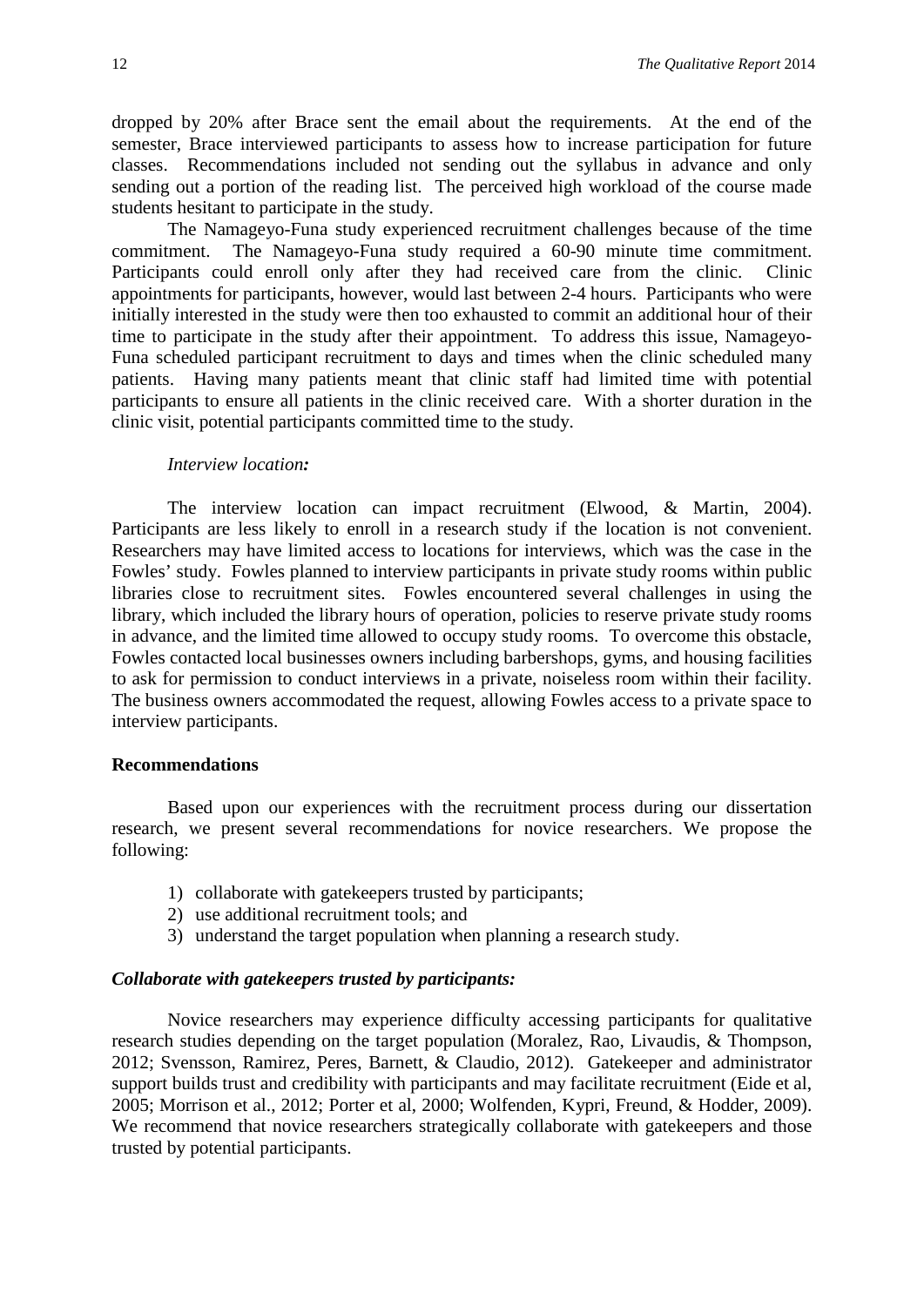dropped by 20% after Brace sent the email about the requirements. At the end of the semester, Brace interviewed participants to assess how to increase participation for future classes. Recommendations included not sending out the syllabus in advance and only sending out a portion of the reading list. The perceived high workload of the course made students hesitant to participate in the study.

The Namageyo-Funa study experienced recruitment challenges because of the time commitment. The Namageyo-Funa study required a 60-90 minute time commitment. Participants could enroll only after they had received care from the clinic. Clinic appointments for participants, however, would last between 2-4 hours. Participants who were initially interested in the study were then too exhausted to commit an additional hour of their time to participate in the study after their appointment. To address this issue, Namageyo-Funa scheduled participant recruitment to days and times when the clinic scheduled many patients. Having many patients meant that clinic staff had limited time with potential participants to ensure all patients in the clinic received care. With a shorter duration in the clinic visit, potential participants committed time to the study.

*Interview location:*

The interview location can impact recruitment (Elwood, & Martin, 2004). Participants are less likely to enroll in a research study if the location is not convenient. Researchers may have limited access to locations for interviews, which was the case in the Fowles' study. Fowles planned to interview participants in private study rooms within public libraries close to recruitment sites. Fowles encountered several challenges in using the library, which included the library hours of operation, policies to reserve private study rooms in advance, and the limited time allowed to occupy study rooms. To overcome this obstacle, Fowles contacted local businesses owners including barbershops, gyms, and housing facilities to ask for permission to conduct interviews in a private, noiseless room within their facility. The business owners accommodated the request, allowing Fowles access to a private space to interview participants.

## Recommendations

Based upon our experiences with the recruitment process during our dissertation research, we present several recommendations for novice researchers. We propose the following:

1) collaborate with gatekeepers trusted by participants;
2) use additional recruitment tools; and
3) understand the target population when planning a research study.

### *Collaborate with gatekeepers trusted by participants:*

Novice researchers may experience difficulty accessing participants for qualitative research studies depending on the target population (Moralez, Rao, Livaudis, & Thompson, 2012; Svensson, Ramirez, Peres, Barnett, & Claudio, 2012). Gatekeeper and administrator support builds trust and credibility with participants and may facilitate recruitment (Eide et al, 2005; Morrison et al., 2012; Porter et al, 2000; Wolfenden, Kypri, Freund, & Hodder, 2009). We recommend that novice researchers strategically collaborate with gatekeepers and those trusted by potential participants.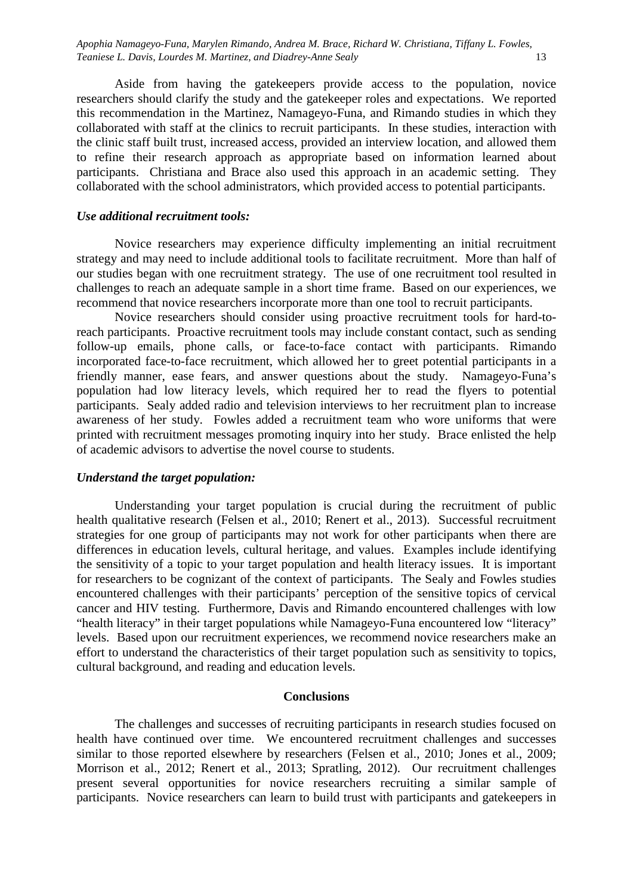Aside from having the gatekeepers provide access to the population, novice researchers should clarify the study and the gatekeeper roles and expectations. We reported this recommendation in the Martinez, Namageyo-Funa, and Rimando studies in which they collaborated with staff at the clinics to recruit participants. In these studies, interaction with the clinic staff built trust, increased access, provided an interview location, and allowed them to refine their research approach as appropriate based on information learned about participants. Christiana and Brace also used this approach in an academic setting. They collaborated with the school administrators, which provided access to potential participants.

***Use additional recruitment tools:***

Novice researchers may experience difficulty implementing an initial recruitment strategy and may need to include additional tools to facilitate recruitment. More than half of our studies began with one recruitment strategy. The use of one recruitment tool resulted in challenges to reach an adequate sample in a short time frame. Based on our experiences, we recommend that novice researchers incorporate more than one tool to recruit participants.

Novice researchers should consider using proactive recruitment tools for hard-to-reach participants. Proactive recruitment tools may include constant contact, such as sending follow-up emails, phone calls, or face-to-face contact with participants. Rimando incorporated face-to-face recruitment, which allowed her to greet potential participants in a friendly manner, ease fears, and answer questions about the study. Namageyo-Funa's population had low literacy levels, which required her to read the flyers to potential participants. Sealy added radio and television interviews to her recruitment plan to increase awareness of her study. Fowles added a recruitment team who wore uniforms that were printed with recruitment messages promoting inquiry into her study. Brace enlisted the help of academic advisors to advertise the novel course to students.

***Understand the target population:***

Understanding your target population is crucial during the recruitment of public health qualitative research (Felsen et al., 2010; Renert et al., 2013). Successful recruitment strategies for one group of participants may not work for other participants when there are differences in education levels, cultural heritage, and values. Examples include identifying the sensitivity of a topic to your target population and health literacy issues. It is important for researchers to be cognizant of the context of participants. The Sealy and Fowles studies encountered challenges with their participants' perception of the sensitive topics of cervical cancer and HIV testing. Furthermore, Davis and Rimando encountered challenges with low "health literacy" in their target populations while Namageyo-Funa encountered low "literacy" levels. Based upon our recruitment experiences, we recommend novice researchers make an effort to understand the characteristics of their target population such as sensitivity to topics, cultural background, and reading and education levels.

## Conclusions

The challenges and successes of recruiting participants in research studies focused on health have continued over time. We encountered recruitment challenges and successes similar to those reported elsewhere by researchers (Felsen et al., 2010; Jones et al., 2009; Morrison et al., 2012; Renert et al., 2013; Spratling, 2012). Our recruitment challenges present several opportunities for novice researchers recruiting a similar sample of participants. Novice researchers can learn to build trust with participants and gatekeepers in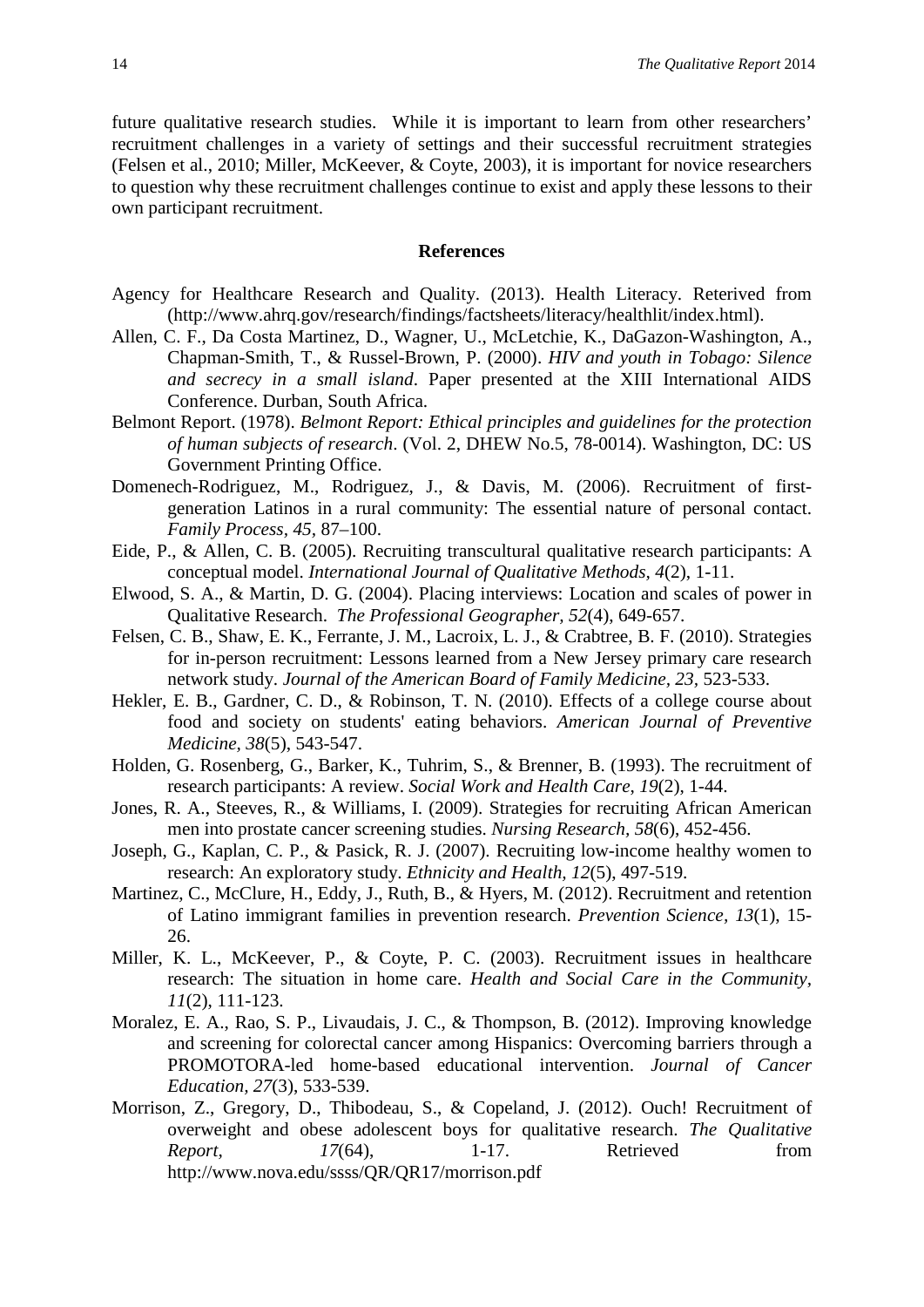future qualitative research studies. While it is important to learn from other researchers' recruitment challenges in a variety of settings and their successful recruitment strategies (Felsen et al., 2010; Miller, McKeever, & Coyte, 2003), it is important for novice researchers to question why these recruitment challenges continue to exist and apply these lessons to their own participant recruitment.

## References

Agency for Healthcare Research and Quality. (2013). Health Literacy. Reterived from (http://www.ahrq.gov/research/findings/factsheets/literacy/healthlit/index.html).

Allen, C. F., Da Costa Martinez, D., Wagner, U., McLetchie, K., DaGazon-Washington, A., Chapman-Smith, T., & Russel-Brown, P. (2000). *HIV and youth in Tobago: Silence and secrecy in a small island*. Paper presented at the XIII International AIDS Conference. Durban, South Africa.

Belmont Report. (1978). *Belmont Report: Ethical principles and guidelines for the protection of human subjects of research*. (Vol. 2, DHEW No.5, 78-0014). Washington, DC: US Government Printing Office.

Domenech-Rodriguez, M., Rodriguez, J., & Davis, M. (2006). Recruitment of first-generation Latinos in a rural community: The essential nature of personal contact. *Family Process*, *45*, 87–100.

Eide, P., & Allen, C. B. (2005). Recruiting transcultural qualitative research participants: A conceptual model. *International Journal of Qualitative Methods*, *4*(2), 1-11.

Elwood, S. A., & Martin, D. G. (2004). Placing interviews: Location and scales of power in Qualitative Research. *The Professional Geographer*, *52*(4), 649-657.

Felsen, C. B., Shaw, E. K., Ferrante, J. M., Lacroix, L. J., & Crabtree, B. F. (2010). Strategies for in-person recruitment: Lessons learned from a New Jersey primary care research network study. *Journal of the American Board of Family Medicine*, *23*, 523-533.

Hekler, E. B., Gardner, C. D., & Robinson, T. N. (2010). Effects of a college course about food and society on students' eating behaviors. *American Journal of Preventive Medicine, 38*(5), 543-547.

Holden, G. Rosenberg, G., Barker, K., Tuhrim, S., & Brenner, B. (1993). The recruitment of research participants: A review. *Social Work and Health Care*, *19*(2), 1-44.

Jones, R. A., Steeves, R., & Williams, I. (2009). Strategies for recruiting African American men into prostate cancer screening studies. *Nursing Research, 58*(6), 452-456.

Joseph, G., Kaplan, C. P., & Pasick, R. J. (2007). Recruiting low-income healthy women to research: An exploratory study. *Ethnicity and Health*, *12*(5), 497-519.

Martinez, C., McClure, H., Eddy, J., Ruth, B., & Hyers, M. (2012). Recruitment and retention of Latino immigrant families in prevention research. *Prevention Science, 13*(1), 15-26.

Miller, K. L., McKeever, P., & Coyte, P. C. (2003). Recruitment issues in healthcare research: The situation in home care. *Health and Social Care in the Community*, *11*(2), 111-123.

Moralez, E. A., Rao, S. P., Livaudais, J. C., & Thompson, B. (2012). Improving knowledge and screening for colorectal cancer among Hispanics: Overcoming barriers through a PROMOTORA-led home-based educational intervention. *Journal of Cancer Education, 27*(3), 533-539.

Morrison, Z., Gregory, D., Thibodeau, S., & Copeland, J. (2012). Ouch! Recruitment of overweight and obese adolescent boys for qualitative research. *The Qualitative Report*, *17*(64), 1-17. Retrieved from http://www.nova.edu/ssss/QR/QR17/morrison.pdf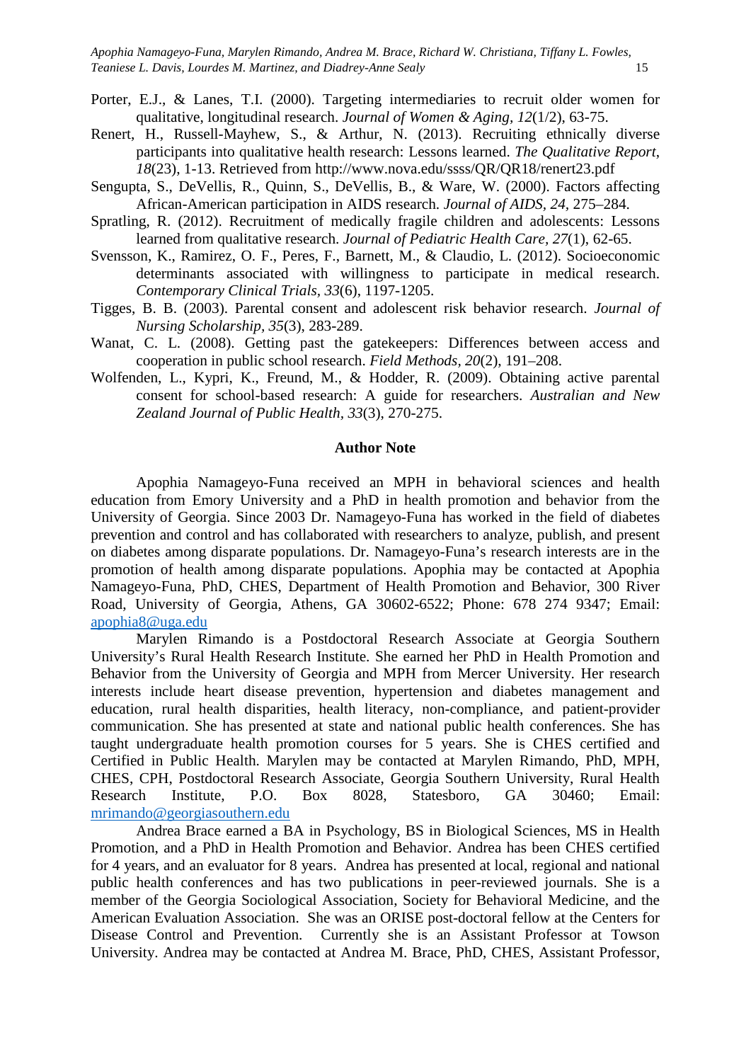Porter, E.J., & Lanes, T.I. (2000). Targeting intermediaries to recruit older women for qualitative, longitudinal research. *Journal of Women & Aging, 12*(1/2), 63-75.

Renert, H., Russell-Mayhew, S., & Arthur, N. (2013). Recruiting ethnically diverse participants into qualitative health research: Lessons learned. *The Qualitative Report, 18*(23), 1-13. Retrieved from http://www.nova.edu/ssss/QR/QR18/renert23.pdf

Sengupta, S., DeVellis, R., Quinn, S., DeVellis, B., & Ware, W. (2000). Factors affecting African-American participation in AIDS research. *Journal of AIDS, 24*, 275–284.

Spratling, R. (2012). Recruitment of medically fragile children and adolescents: Lessons learned from qualitative research. *Journal of Pediatric Health Care, 27*(1), 62-65.

Svensson, K., Ramirez, O. F., Peres, F., Barnett, M., & Claudio, L. (2012). Socioeconomic determinants associated with willingness to participate in medical research. *Contemporary Clinical Trials, 33*(6), 1197-1205.

Tigges, B. B. (2003). Parental consent and adolescent risk behavior research. *Journal of Nursing Scholarship, 35*(3), 283-289.

Wanat, C. L. (2008). Getting past the gatekeepers: Differences between access and cooperation in public school research. *Field Methods, 20*(2), 191–208.

Wolfenden, L., Kypri, K., Freund, M., & Hodder, R. (2009). Obtaining active parental consent for school-based research: A guide for researchers. *Australian and New Zealand Journal of Public Health, 33*(3), 270-275.

## Author Note

Apophia Namageyo-Funa received an MPH in behavioral sciences and health education from Emory University and a PhD in health promotion and behavior from the University of Georgia. Since 2003 Dr. Namageyo-Funa has worked in the field of diabetes prevention and control and has collaborated with researchers to analyze, publish, and present on diabetes among disparate populations. Dr. Namageyo-Funa's research interests are in the promotion of health among disparate populations. Apophia may be contacted at Apophia Namageyo-Funa, PhD, CHES, Department of Health Promotion and Behavior, 300 River Road, University of Georgia, Athens, GA 30602-6522; Phone: 678 274 9347; Email: apophia8@uga.edu

Marylen Rimando is a Postdoctoral Research Associate at Georgia Southern University's Rural Health Research Institute. She earned her PhD in Health Promotion and Behavior from the University of Georgia and MPH from Mercer University. Her research interests include heart disease prevention, hypertension and diabetes management and education, rural health disparities, health literacy, non-compliance, and patient-provider communication. She has presented at state and national public health conferences. She has taught undergraduate health promotion courses for 5 years. She is CHES certified and Certified in Public Health. Marylen may be contacted at Marylen Rimando, PhD, MPH, CHES, CPH, Postdoctoral Research Associate, Georgia Southern University, Rural Health Research Institute, P.O. Box 8028, Statesboro, GA 30460; Email: mrimando@georgiasouthern.edu

Andrea Brace earned a BA in Psychology, BS in Biological Sciences, MS in Health Promotion, and a PhD in Health Promotion and Behavior. Andrea has been CHES certified for 4 years, and an evaluator for 8 years. Andrea has presented at local, regional and national public health conferences and has two publications in peer-reviewed journals. She is a member of the Georgia Sociological Association, Society for Behavioral Medicine, and the American Evaluation Association. She was an ORISE post-doctoral fellow at the Centers for Disease Control and Prevention. Currently she is an Assistant Professor at Towson University. Andrea may be contacted at Andrea M. Brace, PhD, CHES, Assistant Professor,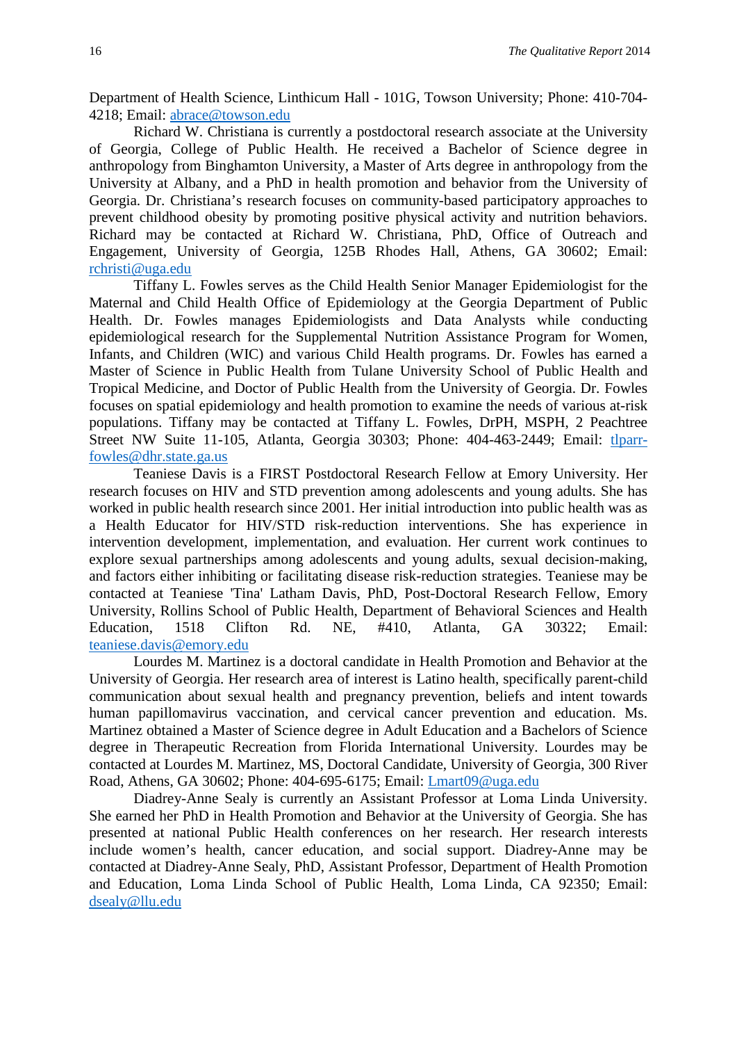Department of Health Science, Linthicum Hall - 101G, Towson University; Phone: 410-704-4218; Email: abrace@towson.edu

Richard W. Christiana is currently a postdoctoral research associate at the University of Georgia, College of Public Health. He received a Bachelor of Science degree in anthropology from Binghamton University, a Master of Arts degree in anthropology from the University at Albany, and a PhD in health promotion and behavior from the University of Georgia. Dr. Christiana's research focuses on community-based participatory approaches to prevent childhood obesity by promoting positive physical activity and nutrition behaviors. Richard may be contacted at Richard W. Christiana, PhD, Office of Outreach and Engagement, University of Georgia, 125B Rhodes Hall, Athens, GA 30602; Email: rchristi@uga.edu

Tiffany L. Fowles serves as the Child Health Senior Manager Epidemiologist for the Maternal and Child Health Office of Epidemiology at the Georgia Department of Public Health. Dr. Fowles manages Epidemiologists and Data Analysts while conducting epidemiological research for the Supplemental Nutrition Assistance Program for Women, Infants, and Children (WIC) and various Child Health programs. Dr. Fowles has earned a Master of Science in Public Health from Tulane University School of Public Health and Tropical Medicine, and Doctor of Public Health from the University of Georgia. Dr. Fowles focuses on spatial epidemiology and health promotion to examine the needs of various at-risk populations. Tiffany may be contacted at Tiffany L. Fowles, DrPH, MSPH, 2 Peachtree Street NW Suite 11-105, Atlanta, Georgia 30303; Phone: 404-463-2449; Email: tlparr-fowles@dhr.state.ga.us

Teaniese Davis is a FIRST Postdoctoral Research Fellow at Emory University. Her research focuses on HIV and STD prevention among adolescents and young adults. She has worked in public health research since 2001. Her initial introduction into public health was as a Health Educator for HIV/STD risk-reduction interventions. She has experience in intervention development, implementation, and evaluation. Her current work continues to explore sexual partnerships among adolescents and young adults, sexual decision-making, and factors either inhibiting or facilitating disease risk-reduction strategies. Teaniese may be contacted at Teaniese 'Tina' Latham Davis, PhD, Post-Doctoral Research Fellow, Emory University, Rollins School of Public Health, Department of Behavioral Sciences and Health Education, 1518 Clifton Rd. NE, #410, Atlanta, GA 30322; Email: teaniese.davis@emory.edu

Lourdes M. Martinez is a doctoral candidate in Health Promotion and Behavior at the University of Georgia. Her research area of interest is Latino health, specifically parent-child communication about sexual health and pregnancy prevention, beliefs and intent towards human papillomavirus vaccination, and cervical cancer prevention and education. Ms. Martinez obtained a Master of Science degree in Adult Education and a Bachelors of Science degree in Therapeutic Recreation from Florida International University. Lourdes may be contacted at Lourdes M. Martinez, MS, Doctoral Candidate, University of Georgia, 300 River Road, Athens, GA 30602; Phone: 404-695-6175; Email: Lmart09@uga.edu

Diadrey-Anne Sealy is currently an Assistant Professor at Loma Linda University. She earned her PhD in Health Promotion and Behavior at the University of Georgia. She has presented at national Public Health conferences on her research. Her research interests include women's health, cancer education, and social support. Diadrey-Anne may be contacted at Diadrey-Anne Sealy, PhD, Assistant Professor, Department of Health Promotion and Education, Loma Linda School of Public Health, Loma Linda, CA 92350; Email: dsealy@llu.edu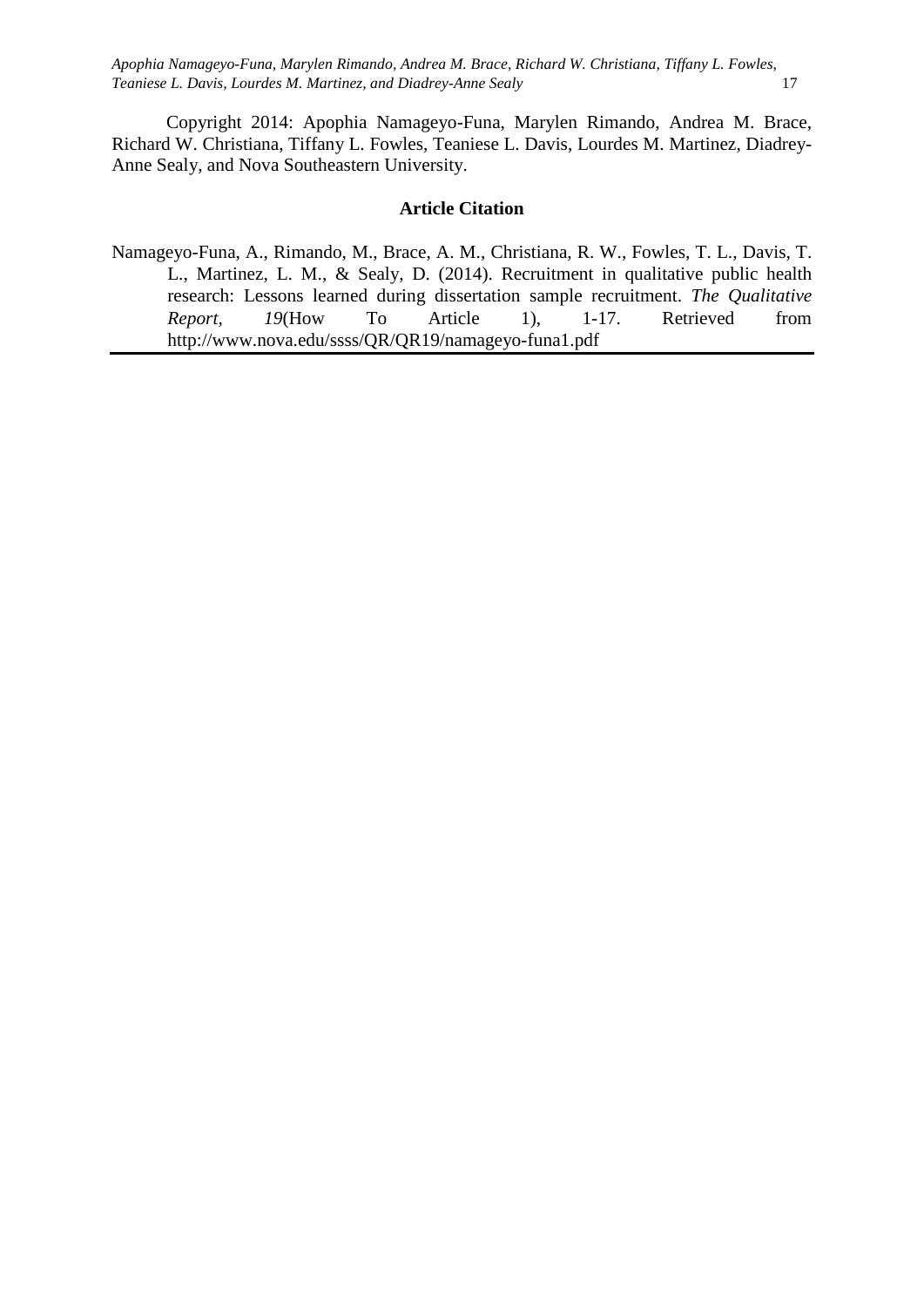Copyright 2014: Apophia Namageyo-Funa, Marylen Rimando, Andrea M. Brace, Richard W. Christiana, Tiffany L. Fowles, Teaniese L. Davis, Lourdes M. Martinez, Diadrey-Anne Sealy, and Nova Southeastern University.

## Article Citation

Namageyo-Funa, A., Rimando, M., Brace, A. M., Christiana, R. W., Fowles, T. L., Davis, T. L., Martinez, L. M., & Sealy, D. (2014). Recruitment in qualitative public health research: Lessons learned during dissertation sample recruitment. *The Qualitative Report*, *19*(How To Article 1), 1-17. Retrieved from http://www.nova.edu/ssss/QR/QR19/namageyo-funa1.pdf